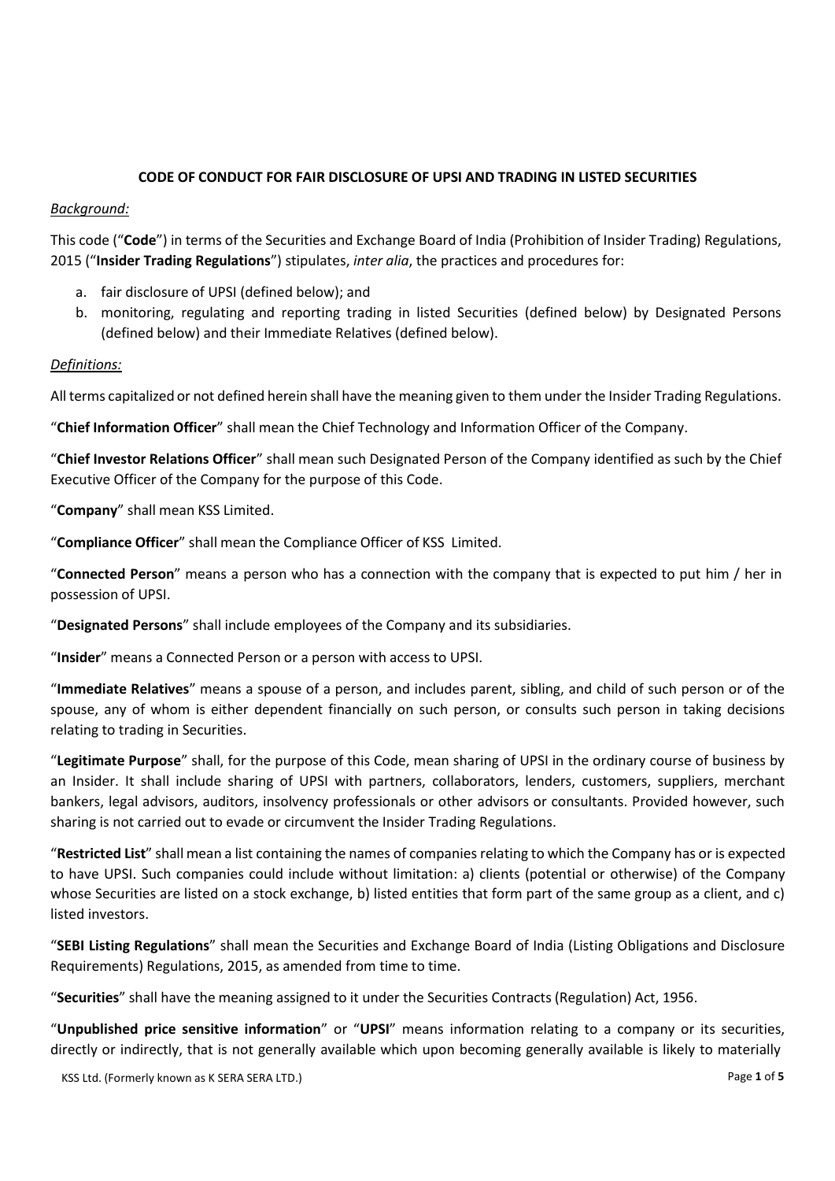# CODE OF CONDUCT FOR FAIR DISCLOSURE OF UPSI AND TRADING IN LISTED SECURITIES

*Background:*

This code ("**Code**") in terms of the Securities and Exchange Board of India (Prohibition of Insider Trading) Regulations, 2015 ("**Insider Trading Regulations**") stipulates, *inter alia*, the practices and procedures for:

a. fair disclosure of UPSI (defined below); and
b. monitoring, regulating and reporting trading in listed Securities (defined below) by Designated Persons (defined below) and their Immediate Relatives (defined below).

*Definitions:*

All terms capitalized or not defined herein shall have the meaning given to them under the Insider Trading Regulations.

"**Chief Information Officer**" shall mean the Chief Technology and Information Officer of the Company.

"**Chief Investor Relations Officer**" shall mean such Designated Person of the Company identified as such by the Chief Executive Officer of the Company for the purpose of this Code.

"**Company**" shall mean KSS Limited.

"**Compliance Officer**" shall mean the Compliance Officer of KSS Limited.

"**Connected Person**" means a person who has a connection with the company that is expected to put him / her in possession of UPSI.

"**Designated Persons**" shall include employees of the Company and its subsidiaries.

"**Insider**" means a Connected Person or a person with access to UPSI.

"**Immediate Relatives**" means a spouse of a person, and includes parent, sibling, and child of such person or of the spouse, any of whom is either dependent financially on such person, or consults such person in taking decisions relating to trading in Securities.

"**Legitimate Purpose**" shall, for the purpose of this Code, mean sharing of UPSI in the ordinary course of business by an Insider. It shall include sharing of UPSI with partners, collaborators, lenders, customers, suppliers, merchant bankers, legal advisors, auditors, insolvency professionals or other advisors or consultants. Provided however, such sharing is not carried out to evade or circumvent the Insider Trading Regulations.

"**Restricted List**" shall mean a list containing the names of companies relating to which the Company has or is expected to have UPSI. Such companies could include without limitation: a) clients (potential or otherwise) of the Company whose Securities are listed on a stock exchange, b) listed entities that form part of the same group as a client, and c) listed investors.

"**SEBI Listing Regulations**" shall mean the Securities and Exchange Board of India (Listing Obligations and Disclosure Requirements) Regulations, 2015, as amended from time to time.

"**Securities**" shall have the meaning assigned to it under the Securities Contracts (Regulation) Act, 1956.

"**Unpublished price sensitive information**" or "**UPSI**" means information relating to a company or its securities, directly or indirectly, that is not generally available which upon becoming generally available is likely to materially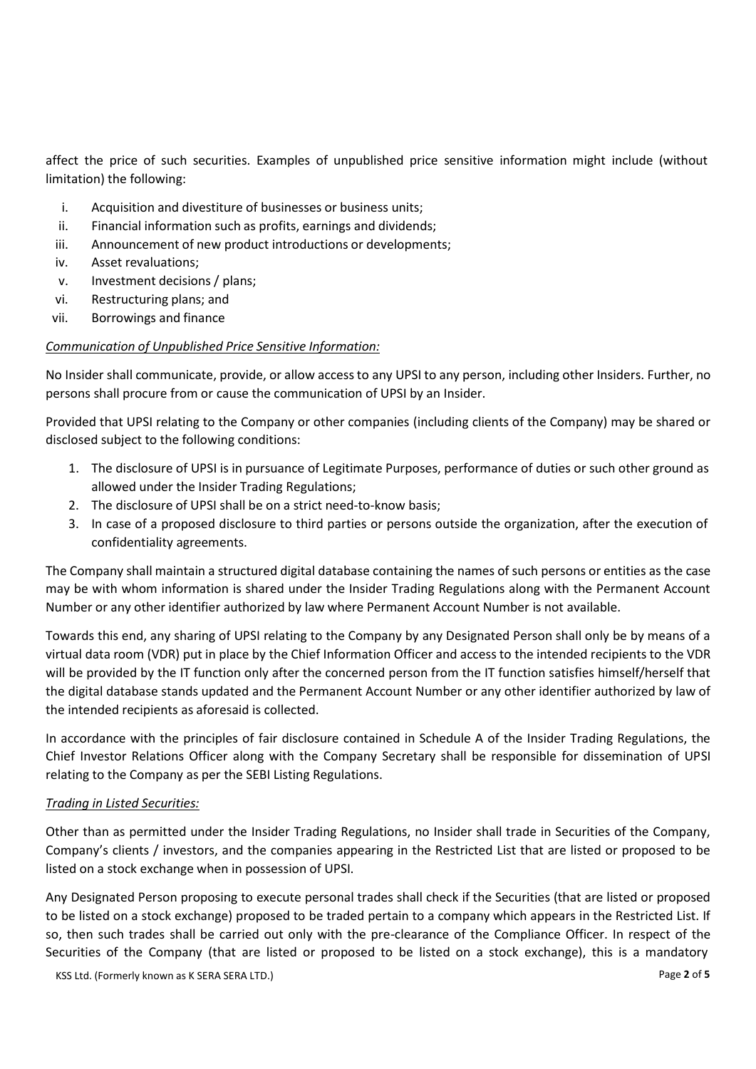affect the price of such securities. Examples of unpublished price sensitive information might include (without limitation) the following:

i. Acquisition and divestiture of businesses or business units;
ii. Financial information such as profits, earnings and dividends;
iii. Announcement of new product introductions or developments;
iv. Asset revaluations;
v. Investment decisions / plans;
vi. Restructuring plans; and
vii. Borrowings and finance

*<u>Communication of Unpublished Price Sensitive Information:</u>*

No Insider shall communicate, provide, or allow access to any UPSI to any person, including other Insiders. Further, no persons shall procure from or cause the communication of UPSI by an Insider.

Provided that UPSI relating to the Company or other companies (including clients of the Company) may be shared or disclosed subject to the following conditions:

1. The disclosure of UPSI is in pursuance of Legitimate Purposes, performance of duties or such other ground as allowed under the Insider Trading Regulations;
2. The disclosure of UPSI shall be on a strict need-to-know basis;
3. In case of a proposed disclosure to third parties or persons outside the organization, after the execution of confidentiality agreements.

The Company shall maintain a structured digital database containing the names of such persons or entities as the case may be with whom information is shared under the Insider Trading Regulations along with the Permanent Account Number or any other identifier authorized by law where Permanent Account Number is not available.

Towards this end, any sharing of UPSI relating to the Company by any Designated Person shall only be by means of a virtual data room (VDR) put in place by the Chief Information Officer and access to the intended recipients to the VDR will be provided by the IT function only after the concerned person from the IT function satisfies himself/herself that the digital database stands updated and the Permanent Account Number or any other identifier authorized by law of the intended recipients as aforesaid is collected.

In accordance with the principles of fair disclosure contained in Schedule A of the Insider Trading Regulations, the Chief Investor Relations Officer along with the Company Secretary shall be responsible for dissemination of UPSI relating to the Company as per the SEBI Listing Regulations.

*<u>Trading in Listed Securities:</u>*

Other than as permitted under the Insider Trading Regulations, no Insider shall trade in Securities of the Company, Company's clients / investors, and the companies appearing in the Restricted List that are listed or proposed to be listed on a stock exchange when in possession of UPSI.

Any Designated Person proposing to execute personal trades shall check if the Securities (that are listed or proposed to be listed on a stock exchange) proposed to be traded pertain to a company which appears in the Restricted List. If so, then such trades shall be carried out only with the pre-clearance of the Compliance Officer. In respect of the Securities of the Company (that are listed or proposed to be listed on a stock exchange), this is a mandatory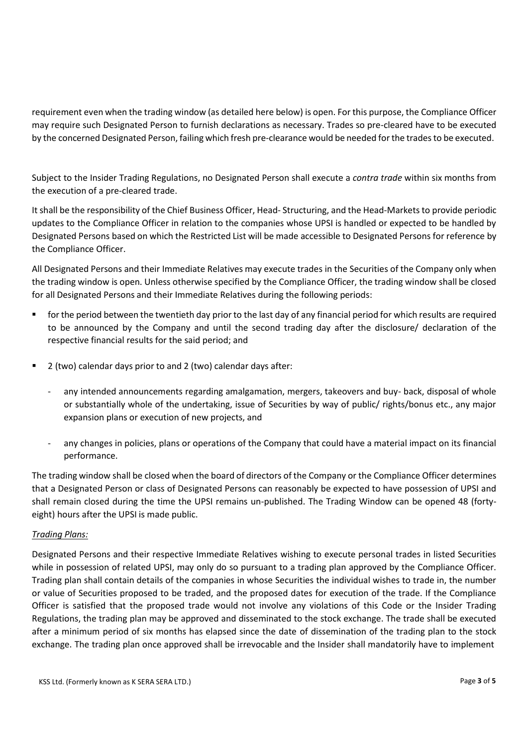requirement even when the trading window (as detailed here below) is open. For this purpose, the Compliance Officer may require such Designated Person to furnish declarations as necessary. Trades so pre-cleared have to be executed by the concerned Designated Person, failing which fresh pre-clearance would be needed for the trades to be executed.

Subject to the Insider Trading Regulations, no Designated Person shall execute a *contra trade* within six months from the execution of a pre-cleared trade.

It shall be the responsibility of the Chief Business Officer, Head- Structuring, and the Head-Markets to provide periodic updates to the Compliance Officer in relation to the companies whose UPSI is handled or expected to be handled by Designated Persons based on which the Restricted List will be made accessible to Designated Persons for reference by the Compliance Officer.

All Designated Persons and their Immediate Relatives may execute trades in the Securities of the Company only when the trading window is open. Unless otherwise specified by the Compliance Officer, the trading window shall be closed for all Designated Persons and their Immediate Relatives during the following periods:

- for the period between the twentieth day prior to the last day of any financial period for which results are required to be announced by the Company and until the second trading day after the disclosure/ declaration of the respective financial results for the said period; and
- 2 (two) calendar days prior to and 2 (two) calendar days after:
  - any intended announcements regarding amalgamation, mergers, takeovers and buy- back, disposal of whole or substantially whole of the undertaking, issue of Securities by way of public/ rights/bonus etc., any major expansion plans or execution of new projects, and
  - any changes in policies, plans or operations of the Company that could have a material impact on its financial performance.

The trading window shall be closed when the board of directors of the Company or the Compliance Officer determines that a Designated Person or class of Designated Persons can reasonably be expected to have possession of UPSI and shall remain closed during the time the UPSI remains un-published. The Trading Window can be opened 48 (forty-eight) hours after the UPSI is made public.

*Trading Plans:*

Designated Persons and their respective Immediate Relatives wishing to execute personal trades in listed Securities while in possession of related UPSI, may only do so pursuant to a trading plan approved by the Compliance Officer. Trading plan shall contain details of the companies in whose Securities the individual wishes to trade in, the number or value of Securities proposed to be traded, and the proposed dates for execution of the trade. If the Compliance Officer is satisfied that the proposed trade would not involve any violations of this Code or the Insider Trading Regulations, the trading plan may be approved and disseminated to the stock exchange. The trade shall be executed after a minimum period of six months has elapsed since the date of dissemination of the trading plan to the stock exchange. The trading plan once approved shall be irrevocable and the Insider shall mandatorily have to implement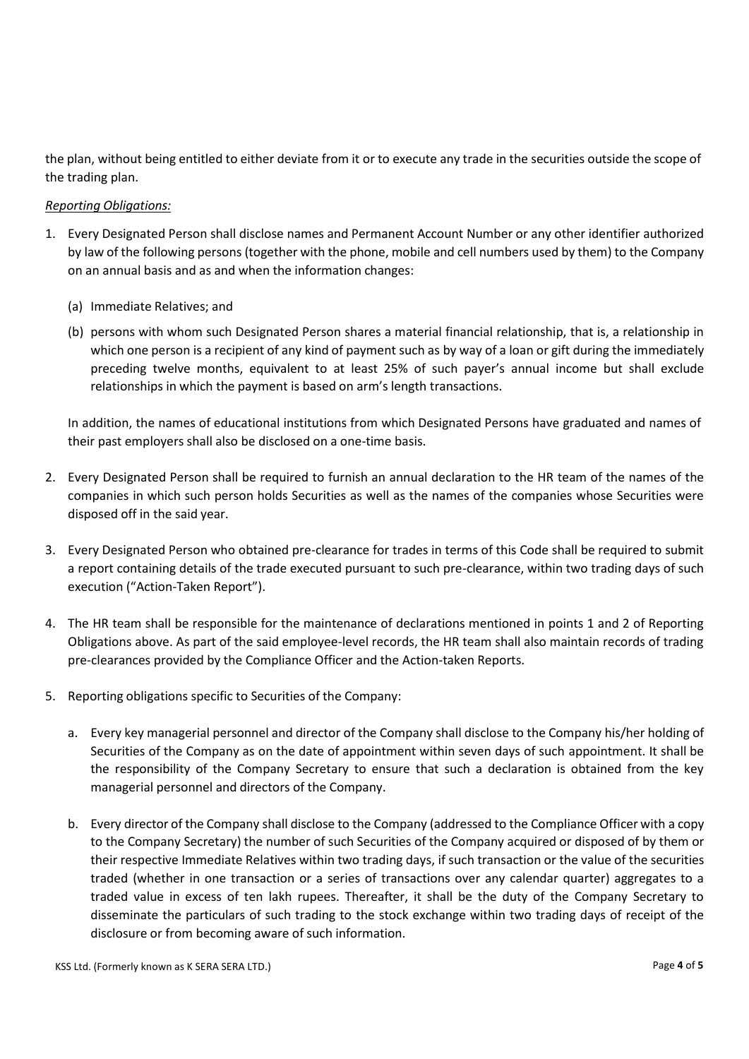the plan, without being entitled to either deviate from it or to execute any trade in the securities outside the scope of the trading plan.

*Reporting Obligations:*

1. Every Designated Person shall disclose names and Permanent Account Number or any other identifier authorized by law of the following persons (together with the phone, mobile and cell numbers used by them) to the Company on an annual basis and as and when the information changes:

   (a) Immediate Relatives; and

   (b) persons with whom such Designated Person shares a material financial relationship, that is, a relationship in which one person is a recipient of any kind of payment such as by way of a loan or gift during the immediately preceding twelve months, equivalent to at least 25% of such payer's annual income but shall exclude relationships in which the payment is based on arm's length transactions.

   In addition, the names of educational institutions from which Designated Persons have graduated and names of their past employers shall also be disclosed on a one-time basis.

2. Every Designated Person shall be required to furnish an annual declaration to the HR team of the names of the companies in which such person holds Securities as well as the names of the companies whose Securities were disposed off in the said year.

3. Every Designated Person who obtained pre-clearance for trades in terms of this Code shall be required to submit a report containing details of the trade executed pursuant to such pre-clearance, within two trading days of such execution ("Action-Taken Report").

4. The HR team shall be responsible for the maintenance of declarations mentioned in points 1 and 2 of Reporting Obligations above. As part of the said employee-level records, the HR team shall also maintain records of trading pre-clearances provided by the Compliance Officer and the Action-taken Reports.

5. Reporting obligations specific to Securities of the Company:

   a. Every key managerial personnel and director of the Company shall disclose to the Company his/her holding of Securities of the Company as on the date of appointment within seven days of such appointment. It shall be the responsibility of the Company Secretary to ensure that such a declaration is obtained from the key managerial personnel and directors of the Company.

   b. Every director of the Company shall disclose to the Company (addressed to the Compliance Officer with a copy to the Company Secretary) the number of such Securities of the Company acquired or disposed of by them or their respective Immediate Relatives within two trading days, if such transaction or the value of the securities traded (whether in one transaction or a series of transactions over any calendar quarter) aggregates to a traded value in excess of ten lakh rupees. Thereafter, it shall be the duty of the Company Secretary to disseminate the particulars of such trading to the stock exchange within two trading days of receipt of the disclosure or from becoming aware of such information.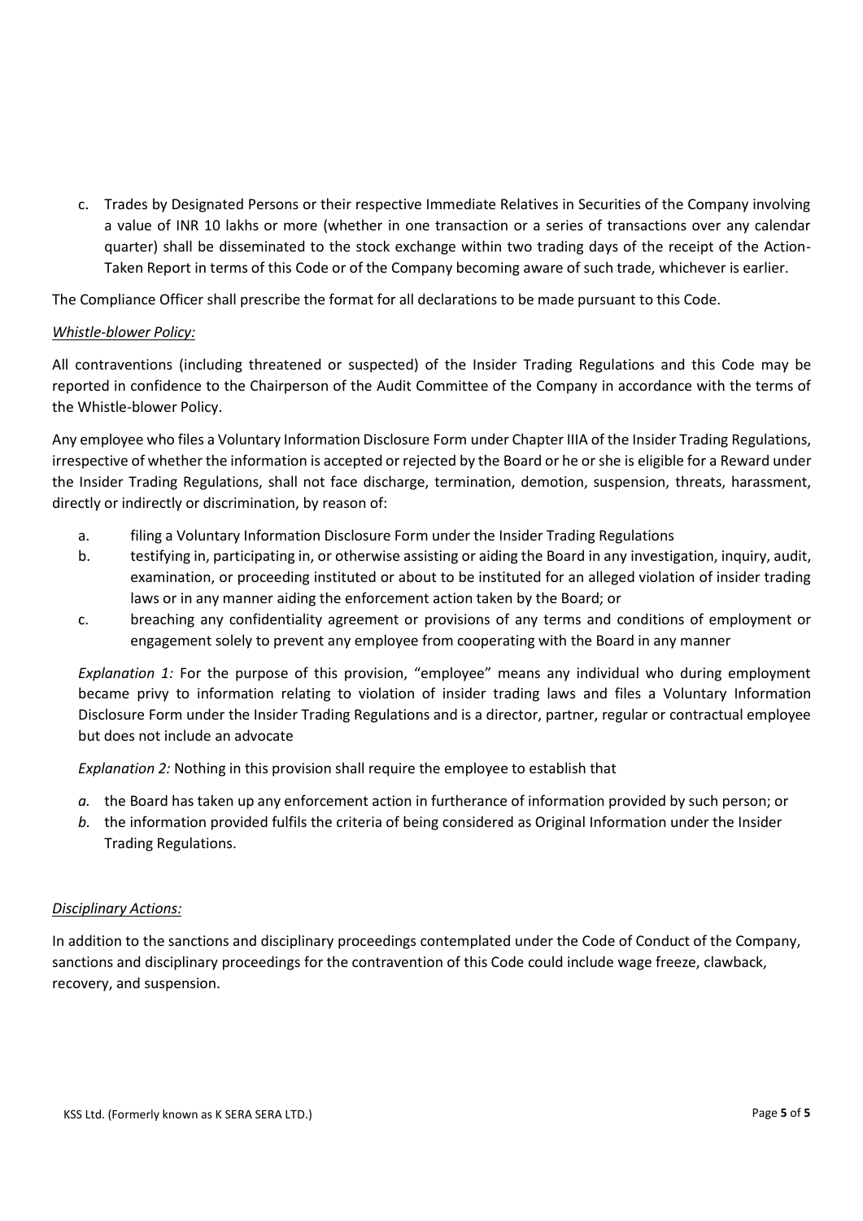c. Trades by Designated Persons or their respective Immediate Relatives in Securities of the Company involving a value of INR 10 lakhs or more (whether in one transaction or a series of transactions over any calendar quarter) shall be disseminated to the stock exchange within two trading days of the receipt of the Action-Taken Report in terms of this Code or of the Company becoming aware of such trade, whichever is earlier.

The Compliance Officer shall prescribe the format for all declarations to be made pursuant to this Code.

*Whistle-blower Policy:*

All contraventions (including threatened or suspected) of the Insider Trading Regulations and this Code may be reported in confidence to the Chairperson of the Audit Committee of the Company in accordance with the terms of the Whistle-blower Policy.

Any employee who files a Voluntary Information Disclosure Form under Chapter IIIA of the Insider Trading Regulations, irrespective of whether the information is accepted or rejected by the Board or he or she is eligible for a Reward under the Insider Trading Regulations, shall not face discharge, termination, demotion, suspension, threats, harassment, directly or indirectly or discrimination, by reason of:

a. filing a Voluntary Information Disclosure Form under the Insider Trading Regulations
b. testifying in, participating in, or otherwise assisting or aiding the Board in any investigation, inquiry, audit, examination, or proceeding instituted or about to be instituted for an alleged violation of insider trading laws or in any manner aiding the enforcement action taken by the Board; or
c. breaching any confidentiality agreement or provisions of any terms and conditions of employment or engagement solely to prevent any employee from cooperating with the Board in any manner

*Explanation 1:* For the purpose of this provision, "employee" means any individual who during employment became privy to information relating to violation of insider trading laws and files a Voluntary Information Disclosure Form under the Insider Trading Regulations and is a director, partner, regular or contractual employee but does not include an advocate

*Explanation 2:* Nothing in this provision shall require the employee to establish that

*a.* the Board has taken up any enforcement action in furtherance of information provided by such person; or
*b.* the information provided fulfils the criteria of being considered as Original Information under the Insider Trading Regulations.

*Disciplinary Actions:*

In addition to the sanctions and disciplinary proceedings contemplated under the Code of Conduct of the Company, sanctions and disciplinary proceedings for the contravention of this Code could include wage freeze, clawback, recovery, and suspension.